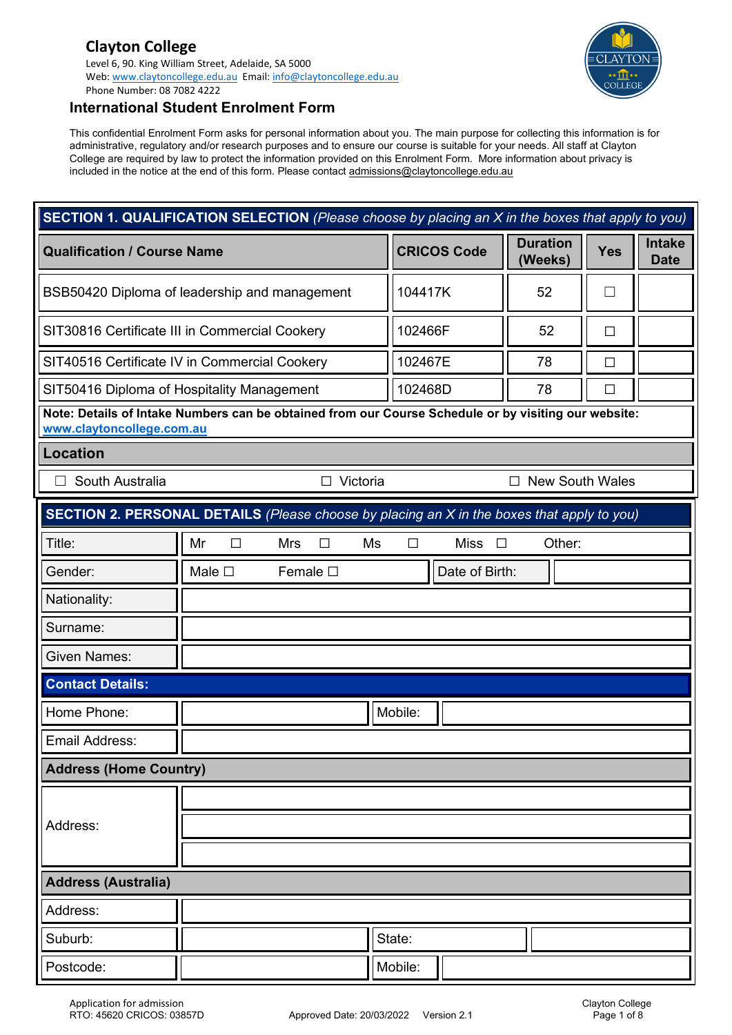# Clayton College

Level 6, 90. King William Street, Adelaide, SA 5000
Web: www.claytoncollege.edu.au Email: info@claytoncollege.edu.au
Phone Number: 08 7082 4222

## International Student Enrolment Form

This confidential Enrolment Form asks for personal information about you. The main purpose for collecting this information is for administrative, regulatory and/or research purposes and to ensure our course is suitable for your needs. All staff at Clayton College are required by law to protect the information provided on this Enrolment Form. More information about privacy is included in the notice at the end of this form. Please contact admissions@claytoncollege.edu.au

### SECTION 1. QUALIFICATION SELECTION *(Please choose by placing an X in the boxes that apply to you)*

| Qualification / Course Name | CRICOS Code | Duration (Weeks) | Yes | Intake Date |
|---|---|---|---|---|
| BSB50420 Diploma of leadership and management | 104417K | 52 | ☐ | |
| SIT30816 Certificate III in Commercial Cookery | 102466F | 52 | ☐ | |
| SIT40516 Certificate IV in Commercial Cookery | 102467E | 78 | ☐ | |
| SIT50416 Diploma of Hospitality Management | 102468D | 78 | ☐ | |

**Note: Details of Intake Numbers can be obtained from our Course Schedule or by visiting our website: www.claytoncollege.com.au**

**Location**

☐ South Australia ☐ Victoria ☐ New South Wales

### SECTION 2. PERSONAL DETAILS *(Please choose by placing an X in the boxes that apply to you)*

| | | | |
|---|---|---|---|
| Title: | Mr ☐ Mrs ☐ Ms ☐ Miss ☐ Other: | | |
| Gender: | Male ☐ Female ☐ | Date of Birth: | |
| Nationality: | | | |
| Surname: | | | |
| Given Names: | | | |

**Contact Details:**

| | | | |
|---|---|---|---|
| Home Phone: | | Mobile: | |
| Email Address: | | | |

**Address (Home Country)**

| | |
|---|---|
| Address: | |
| | |
| | |

**Address (Australia)**

| | | | |
|---|---|---|---|
| Address: | | | |
| Suburb: | | State: | |
| Postcode: | | Mobile: | |

Application for admission
RTO: 45620 CRICOS: 03857D
Approved Date: 20/03/2022 Version 2.1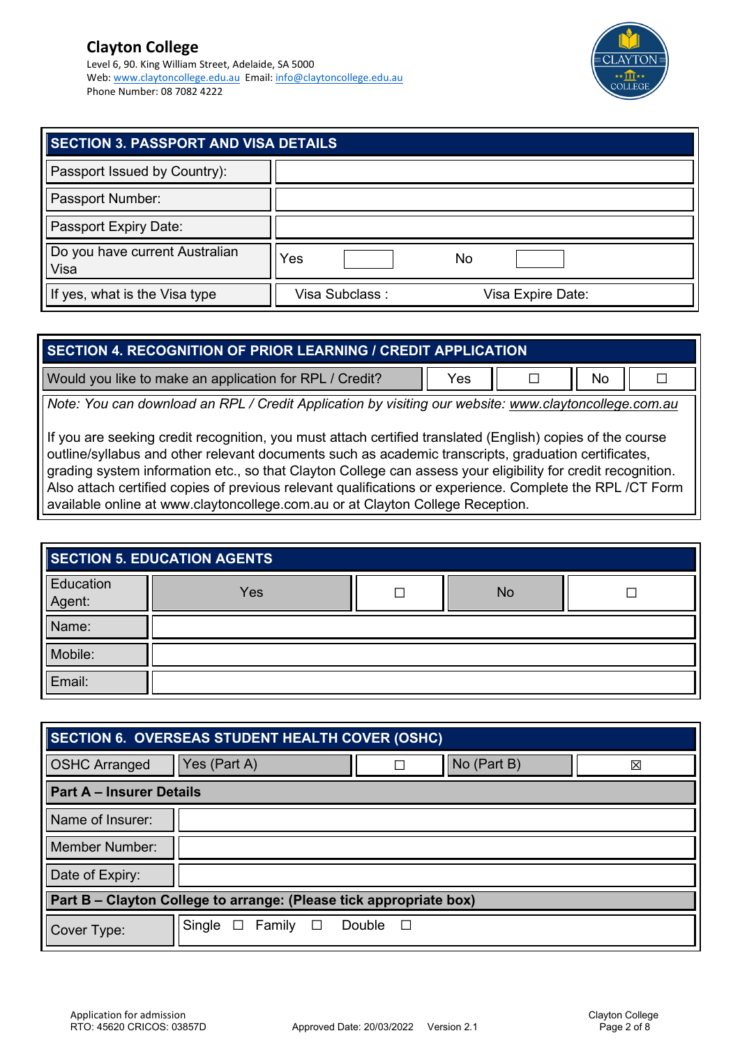**Clayton College**
Level 6, 90. King William Street, Adelaide, SA 5000
Web: www.claytoncollege.edu.au Email: info@claytoncollege.edu.au
Phone Number: 08 7082 4222

## SECTION 3. PASSPORT AND VISA DETAILS

| | | | | |
|---|---|---|---|---|
| Passport Issued by Country): | | | | |
| Passport Number: | | | | |
| Passport Expiry Date: | | | | |
| Do you have current Australian Visa | Yes | | No | |
| If yes, what is the Visa type | Visa Subclass : | | Visa Expire Date: | |

## SECTION 4. RECOGNITION OF PRIOR LEARNING / CREDIT APPLICATION

| | | | | |
|---|---|---|---|---|
| Would you like to make an application for RPL / Credit? | Yes | ☐ | No | ☐ |

*Note: You can download an RPL / Credit Application by visiting our website: www.claytoncollege.com.au*

If you are seeking credit recognition, you must attach certified translated (English) copies of the course outline/syllabus and other relevant documents such as academic transcripts, graduation certificates, grading system information etc., so that Clayton College can assess your eligibility for credit recognition. Also attach certified copies of previous relevant qualifications or experience. Complete the RPL /CT Form available online at www.claytoncollege.com.au or at Clayton College Reception.

## SECTION 5. EDUCATION AGENTS

| | | | | |
|---|---|---|---|---|
| Education Agent: | Yes | ☐ | No | ☐ |
| Name: | | | | |
| Mobile: | | | | |
| Email: | | | | |

## SECTION 6. OVERSEAS STUDENT HEALTH COVER (OSHC)

| | | | | |
|---|---|---|---|---|
| OSHC Arranged | Yes (Part A) | ☐ | No (Part B) | ☒ |
| **Part A – Insurer Details** | | | | |
| Name of Insurer: | | | | |
| Member Number: | | | | |
| Date of Expiry: | | | | |
| **Part B – Clayton College to arrange: (Please tick appropriate box)** | | | | |
| Cover Type: | Single ☐ Family ☐ Double ☐ | | | |

Application for admission
RTO: 45620 CRICOS: 03857D
Approved Date: 20/03/2022 Version 2.1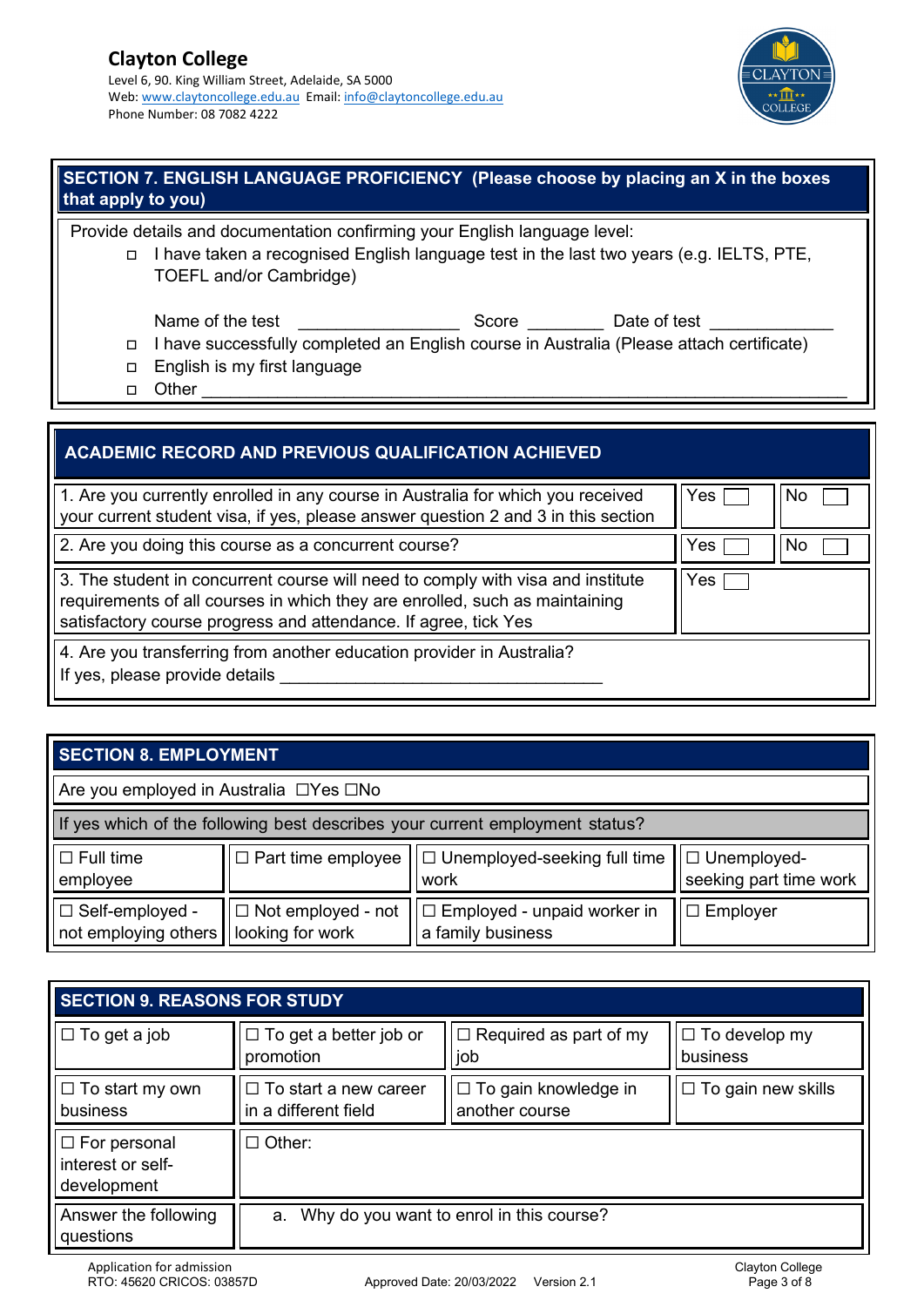## SECTION 7. ENGLISH LANGUAGE PROFICIENCY (Please choose by placing an X in the boxes that apply to you)

Provide details and documentation confirming your English language level:

- ☐ I have taken a recognised English language test in the last two years (e.g. IELTS, PTE, TOEFL and/or Cambridge)

  Name of the test ________________ Score ________ Date of test _____________
- ☐ I have successfully completed an English course in Australia (Please attach certificate)
- ☐ English is my first language
- ☐ Other ________________________________________________________________

## ACADEMIC RECORD AND PREVIOUS QUALIFICATION ACHIEVED

| | | |
|---|---|---|
| 1. Are you currently enrolled in any course in Australia for which you received your current student visa, if yes, please answer question 2 and 3 in this section | Yes ☐ | No ☐ |
| 2. Are you doing this course as a concurrent course? | Yes ☐ | No ☐ |
| 3. The student in concurrent course will need to comply with visa and institute requirements of all courses in which they are enrolled, such as maintaining satisfactory course progress and attendance. If agree, tick Yes | Yes ☐ | |

4. Are you transferring from another education provider in Australia?
If yes, please provide details ___________________________________

## SECTION 8. EMPLOYMENT

Are you employed in Australia ☐Yes ☐No

If yes which of the following best describes your current employment status?

| | | | |
|---|---|---|---|
| ☐ Full time employee | ☐ Part time employee | ☐ Unemployed-seeking full time work | ☐ Unemployed-seeking part time work |
| ☐ Self-employed - not employing others | ☐ Not employed - not looking for work | ☐ Employed - unpaid worker in a family business | ☐ Employer |

## SECTION 9. REASONS FOR STUDY

| | | | |
|---|---|---|---|
| ☐ To get a job | ☐ To get a better job or promotion | ☐ Required as part of my job | ☐ To develop my business |
| ☐ To start my own business | ☐ To start a new career in a different field | ☐ To gain knowledge in another course | ☐ To gain new skills |
| ☐ For personal interest or self-development | ☐ Other: | | |
| Answer the following questions | a. Why do you want to enrol in this course? | | |

Application for admission
RTO: 45620 CRICOS: 03857D
Approved Date: 20/03/2022 Version 2.1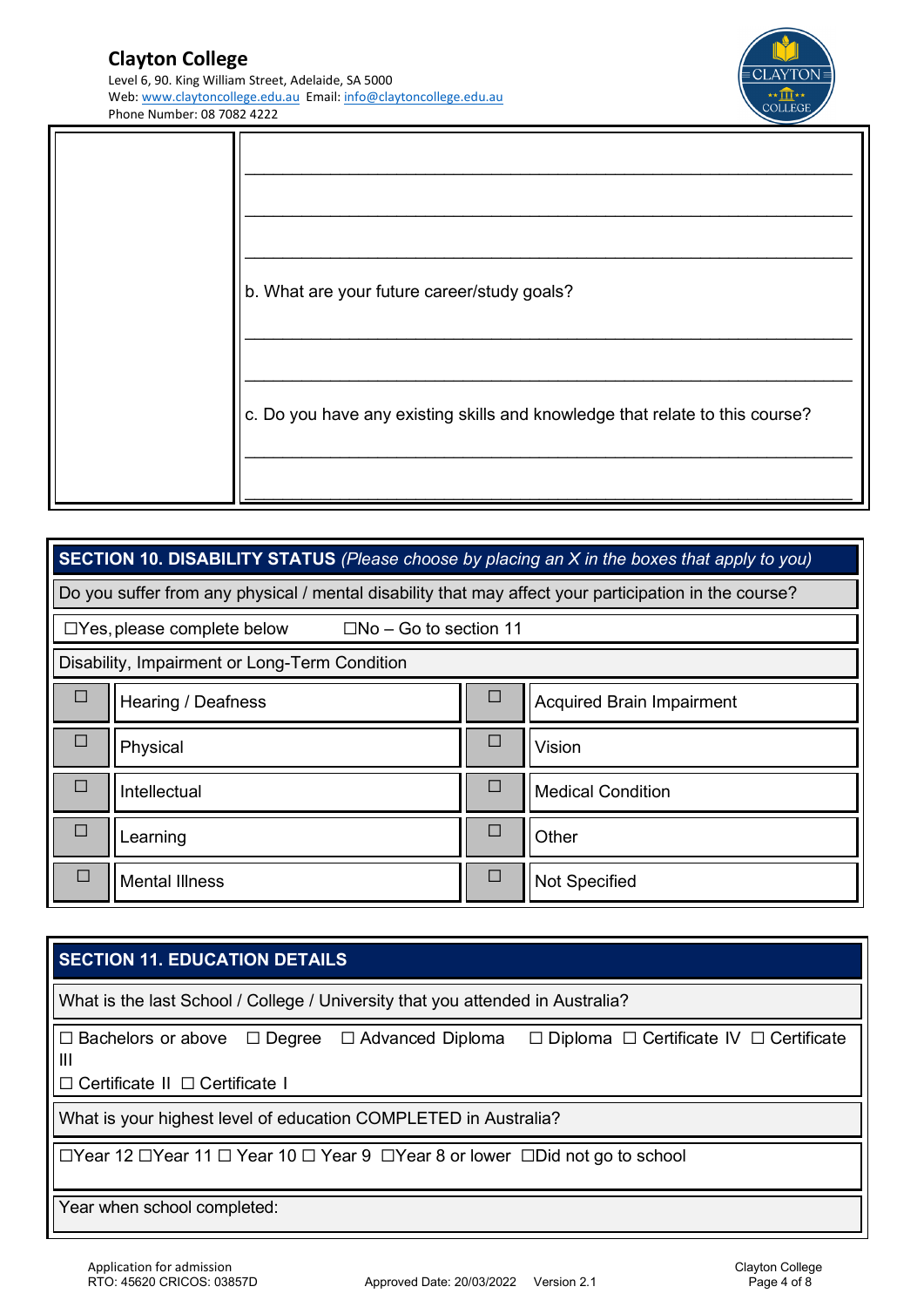| | |
|---|---|
| | \_\_\_\_\_\_\_\_\_\_\_\_\_\_\_\_\_\_\_\_\_\_\_\_\_\_\_\_\_\_\_\_\_\_\_\_\_\_\_\_\_\_\_\_\_\_\_\_\_\_\_\_\_\_\_\_ <br> \_\_\_\_\_\_\_\_\_\_\_\_\_\_\_\_\_\_\_\_\_\_\_\_\_\_\_\_\_\_\_\_\_\_\_\_\_\_\_\_\_\_\_\_\_\_\_\_\_\_\_\_\_\_\_\_ <br> \_\_\_\_\_\_\_\_\_\_\_\_\_\_\_\_\_\_\_\_\_\_\_\_\_\_\_\_\_\_\_\_\_\_\_\_\_\_\_\_\_\_\_\_\_\_\_\_\_\_\_\_\_\_\_\_ <br> b. What are your future career/study goals? <br> \_\_\_\_\_\_\_\_\_\_\_\_\_\_\_\_\_\_\_\_\_\_\_\_\_\_\_\_\_\_\_\_\_\_\_\_\_\_\_\_\_\_\_\_\_\_\_\_\_\_\_\_\_\_\_\_ <br> \_\_\_\_\_\_\_\_\_\_\_\_\_\_\_\_\_\_\_\_\_\_\_\_\_\_\_\_\_\_\_\_\_\_\_\_\_\_\_\_\_\_\_\_\_\_\_\_\_\_\_\_\_\_\_\_ <br> c. Do you have any existing skills and knowledge that relate to this course? <br> \_\_\_\_\_\_\_\_\_\_\_\_\_\_\_\_\_\_\_\_\_\_\_\_\_\_\_\_\_\_\_\_\_\_\_\_\_\_\_\_\_\_\_\_\_\_\_\_\_\_\_\_\_\_\_\_ <br> \_\_\_\_\_\_\_\_\_\_\_\_\_\_\_\_\_\_\_\_\_\_\_\_\_\_\_\_\_\_\_\_\_\_\_\_\_\_\_\_\_\_\_\_\_\_\_\_\_\_\_\_\_\_\_\_ |

## SECTION 10. DISABILITY STATUS *(Please choose by placing an X in the boxes that apply to you)*

Do you suffer from any physical / mental disability that may affect your participation in the course?

☐Yes, please complete below ☐No – Go to section 11

Disability, Impairment or Long-Term Condition

| | | | |
|---|---|---|---|
| ☐ | Hearing / Deafness | ☐ | Acquired Brain Impairment |
| ☐ | Physical | ☐ | Vision |
| ☐ | Intellectual | ☐ | Medical Condition |
| ☐ | Learning | ☐ | Other |
| ☐ | Mental Illness | ☐ | Not Specified |

## SECTION 11. EDUCATION DETAILS

What is the last School / College / University that you attended in Australia?

☐ Bachelors or above ☐ Degree ☐ Advanced Diploma ☐ Diploma ☐ Certificate IV ☐ Certificate III
☐ Certificate II ☐ Certificate I

What is your highest level of education COMPLETED in Australia?

☐Year 12 ☐Year 11 ☐ Year 10 ☐ Year 9 ☐Year 8 or lower ☐Did not go to school

Year when school completed: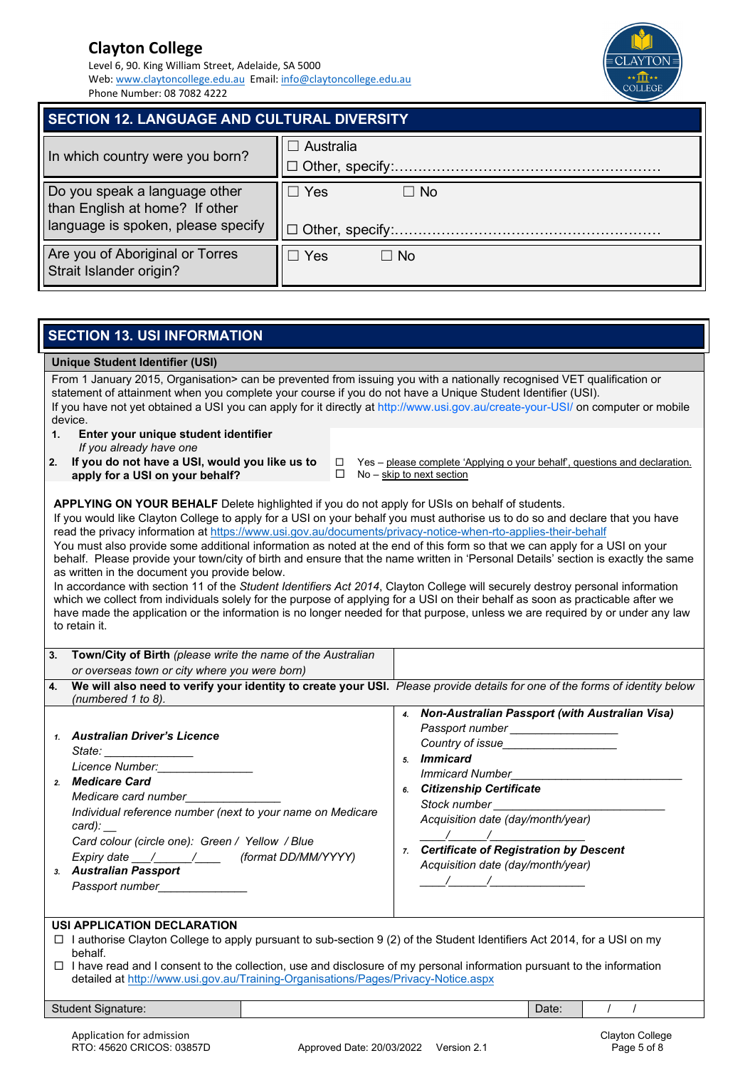# Clayton College

Level 6, 90. King William Street, Adelaide, SA 5000
Web: www.claytoncollege.edu.au Email: info@claytoncollege.edu.au
Phone Number: 08 7082 4222

## SECTION 12. LANGUAGE AND CULTURAL DIVERSITY

| | |
|---|---|
| In which country were you born? | ☐ Australia<br>☐ Other, specify:....................................................... |
| Do you speak a language other than English at home? If other language is spoken, please specify | ☐ Yes ☐ No<br>☐ Other, specify:....................................................... |
| Are you of Aboriginal or Torres Strait Islander origin? | ☐ Yes ☐ No |

## SECTION 13. USI INFORMATION

**Unique Student Identifier (USI)**

From 1 January 2015, Organisation> can be prevented from issuing you with a nationally recognised VET qualification or statement of attainment when you complete your course if you do not have a Unique Student Identifier (USI).
If you have not yet obtained a USI you can apply for it directly at http://www.usi.gov.au/create-your-USI/ on computer or mobile device.

1. **Enter your unique student identifier**
   *If you already have one*
2. **If you do not have a USI, would you like us to apply for a USI on your behalf?**
   ☐ Yes – please complete 'Applying o your behalf', questions and declaration.
   ☐ No – skip to next section

**APPLYING ON YOUR BEHALF** Delete highlighted if you do not apply for USIs on behalf of students.
If you would like Clayton College to apply for a USI on your behalf you must authorise us to do so and declare that you have read the privacy information at https://www.usi.gov.au/documents/privacy-notice-when-rto-applies-their-behalf
You must also provide some additional information as noted at the end of this form so that we can apply for a USI on your behalf. Please provide your town/city of birth and ensure that the name written in 'Personal Details' section is exactly the same as written in the document you provide below.
In accordance with section 11 of the *Student Identifiers Act 2014*, Clayton College will securely destroy personal information which we collect from individuals solely for the purpose of applying for a USI on their behalf as soon as practicable after we have made the application or the information is no longer needed for that purpose, unless we are required by or under any law to retain it.

3. **Town/City of Birth** *(please write the name of the Australian or overseas town or city where you were born)*
4. **We will also need to verify your identity to create your USI.** *Please provide details for one of the forms of identity below (numbered 1 to 8).*

*1.* ***Australian Driver's Licence***
*State: ______________*
*Licence Number:_______________*

*2.* ***Medicare Card***
*Medicare card number_______________*
*Individual reference number (next to your name on Medicare card): __*
*Card colour (circle one): Green / Yellow / Blue*
*Expiry date ___/______/____ (format DD/MM/YYYY)*

*3.* ***Australian Passport***
*Passport number______________*

*4.* ***Non-Australian Passport (with Australian Visa)***
*Passport number ________________*
*Country of issue_________________*

*5.* ***Immicard***
*Immicard Number___________________________*

*6.* ***Citizenship Certificate***
*Stock number ___________________________*
*Acquisition date (day/month/year)*
*____/______/______________*

*7.* ***Certificate of Registration by Descent***
*Acquisition date (day/month/year)*
*____/______/______________*

**USI APPLICATION DECLARATION**

☐ I authorise Clayton College to apply pursuant to sub-section 9 (2) of the Student Identifiers Act 2014, for a USI on my behalf.
☐ I have read and I consent to the collection, use and disclosure of my personal information pursuant to the information detailed at http://www.usi.gov.au/Training-Organisations/Pages/Privacy-Notice.aspx

| | | | |
|---|---|---|---|
| Student Signature: | | Date: | / / |

Application for admission
RTO: 45620 CRICOS: 03857D
Approved Date: 20/03/2022 Version 2.1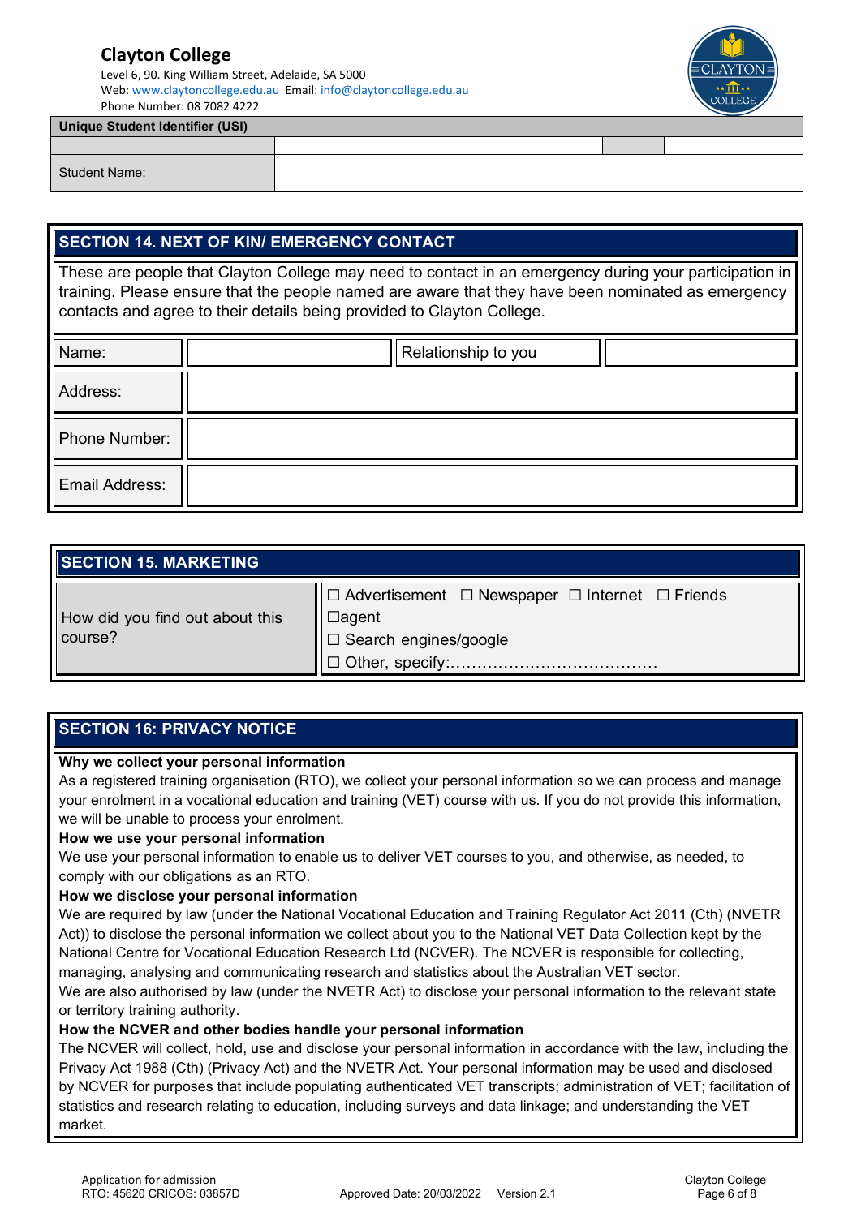**Clayton College**
Level 6, 90. King William Street, Adelaide, SA 5000
Web: www.claytoncollege.edu.au Email: info@claytoncollege.edu.au
Phone Number: 08 7082 4222

| Unique Student Identifier (USI) | | | |
|---|---|---|---|
| | | | |
| Student Name: | | | |

## SECTION 14. NEXT OF KIN/ EMERGENCY CONTACT

These are people that Clayton College may need to contact in an emergency during your participation in training. Please ensure that the people named are aware that they have been nominated as emergency contacts and agree to their details being provided to Clayton College.

| | | | |
|---|---|---|---|
| Name: | | Relationship to you | |
| Address: | | | |
| Phone Number: | | | |
| Email Address: | | | |

## SECTION 15. MARKETING

| | |
|---|---|
| How did you find out about this course? | ☐ Advertisement ☐ Newspaper ☐ Internet ☐ Friends ☐agent ☐ Search engines/google ☐ Other, specify:………………………………… |

## SECTION 16: PRIVACY NOTICE

**Why we collect your personal information**
As a registered training organisation (RTO), we collect your personal information so we can process and manage your enrolment in a vocational education and training (VET) course with us. If you do not provide this information, we will be unable to process your enrolment.

**How we use your personal information**
We use your personal information to enable us to deliver VET courses to you, and otherwise, as needed, to comply with our obligations as an RTO.

**How we disclose your personal information**
We are required by law (under the National Vocational Education and Training Regulator Act 2011 (Cth) (NVETR Act)) to disclose the personal information we collect about you to the National VET Data Collection kept by the National Centre for Vocational Education Research Ltd (NCVER). The NCVER is responsible for collecting, managing, analysing and communicating research and statistics about the Australian VET sector.
We are also authorised by law (under the NVETR Act) to disclose your personal information to the relevant state or territory training authority.

**How the NCVER and other bodies handle your personal information**
The NCVER will collect, hold, use and disclose your personal information in accordance with the law, including the Privacy Act 1988 (Cth) (Privacy Act) and the NVETR Act. Your personal information may be used and disclosed by NCVER for purposes that include populating authenticated VET transcripts; administration of VET; facilitation of statistics and research relating to education, including surveys and data linkage; and understanding the VET market.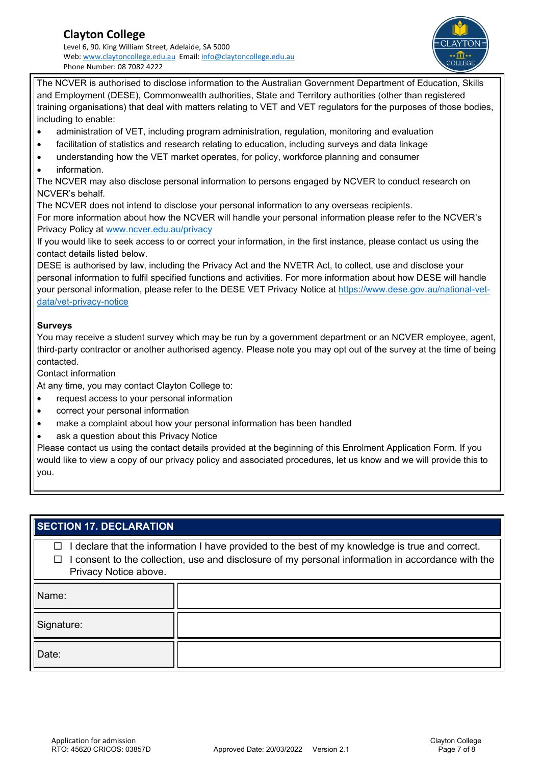The NCVER is authorised to disclose information to the Australian Government Department of Education, Skills and Employment (DESE), Commonwealth authorities, State and Territory authorities (other than registered training organisations) that deal with matters relating to VET and VET regulators for the purposes of those bodies, including to enable:

- administration of VET, including program administration, regulation, monitoring and evaluation
- facilitation of statistics and research relating to education, including surveys and data linkage
- understanding how the VET market operates, for policy, workforce planning and consumer
- information.

The NCVER may also disclose personal information to persons engaged by NCVER to conduct research on NCVER's behalf.

The NCVER does not intend to disclose your personal information to any overseas recipients.

For more information about how the NCVER will handle your personal information please refer to the NCVER's Privacy Policy at www.ncver.edu.au/privacy

If you would like to seek access to or correct your information, in the first instance, please contact us using the contact details listed below.

DESE is authorised by law, including the Privacy Act and the NVETR Act, to collect, use and disclose your personal information to fulfil specified functions and activities. For more information about how DESE will handle your personal information, please refer to the DESE VET Privacy Notice at https://www.dese.gov.au/national-vet-data/vet-privacy-notice

**Surveys**

You may receive a student survey which may be run by a government department or an NCVER employee, agent, third-party contractor or another authorised agency. Please note you may opt out of the survey at the time of being contacted.

Contact information

At any time, you may contact Clayton College to:

- request access to your personal information
- correct your personal information
- make a complaint about how your personal information has been handled
- ask a question about this Privacy Notice

Please contact us using the contact details provided at the beginning of this Enrolment Application Form. If you would like to view a copy of our privacy policy and associated procedures, let us know and we will provide this to you.

## SECTION 17. DECLARATION

☐ I declare that the information I have provided to the best of my knowledge is true and correct.

☐ I consent to the collection, use and disclosure of my personal information in accordance with the Privacy Notice above.

| | |
|---|---|
| Name: | |
| Signature: | |
| Date: | |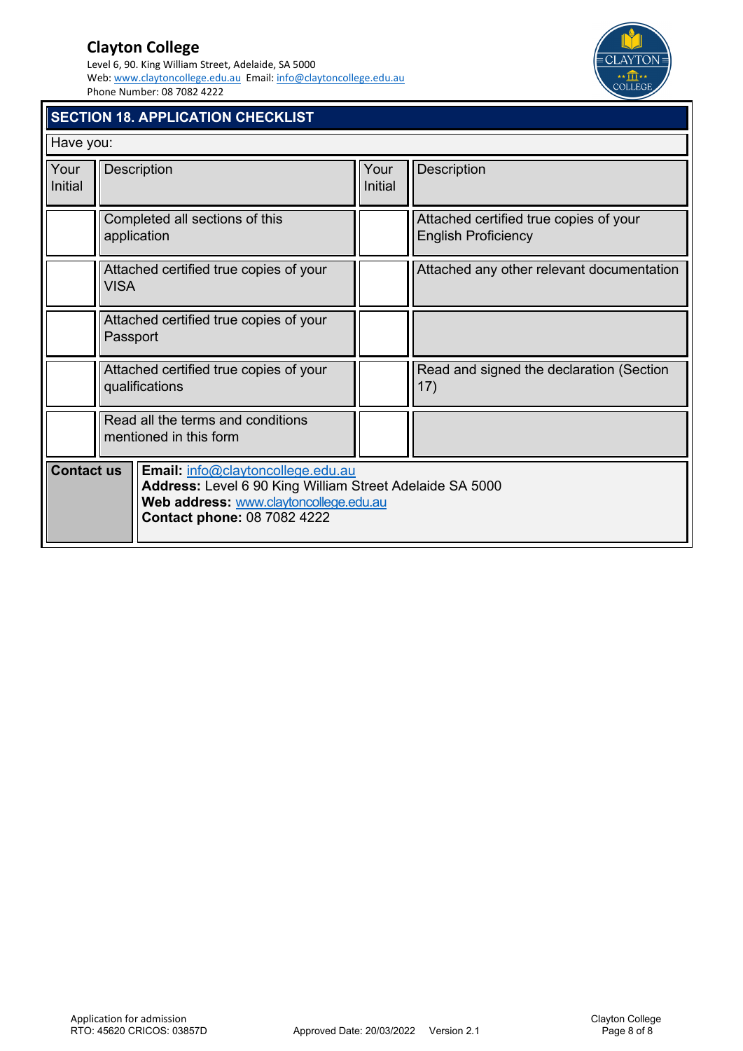## SECTION 18. APPLICATION CHECKLIST

Have you:

| Your Initial | Description | Your Initial | Description |
|---|---|---|---|
| | Completed all sections of this application | | Attached certified true copies of your English Proficiency |
| | Attached certified true copies of your VISA | | Attached any other relevant documentation |
| | Attached certified true copies of your Passport | | |
| | Attached certified true copies of your qualifications | | Read and signed the declaration (Section 17) |
| | Read all the terms and conditions mentioned in this form | | |

| | |
|---|---|
| **Contact us** | **Email:** info@claytoncollege.edu.au<br>**Address:** Level 6 90 King William Street Adelaide SA 5000<br>**Web address:** www.claytoncollege.edu.au<br>**Contact phone:** 08 7082 4222 |